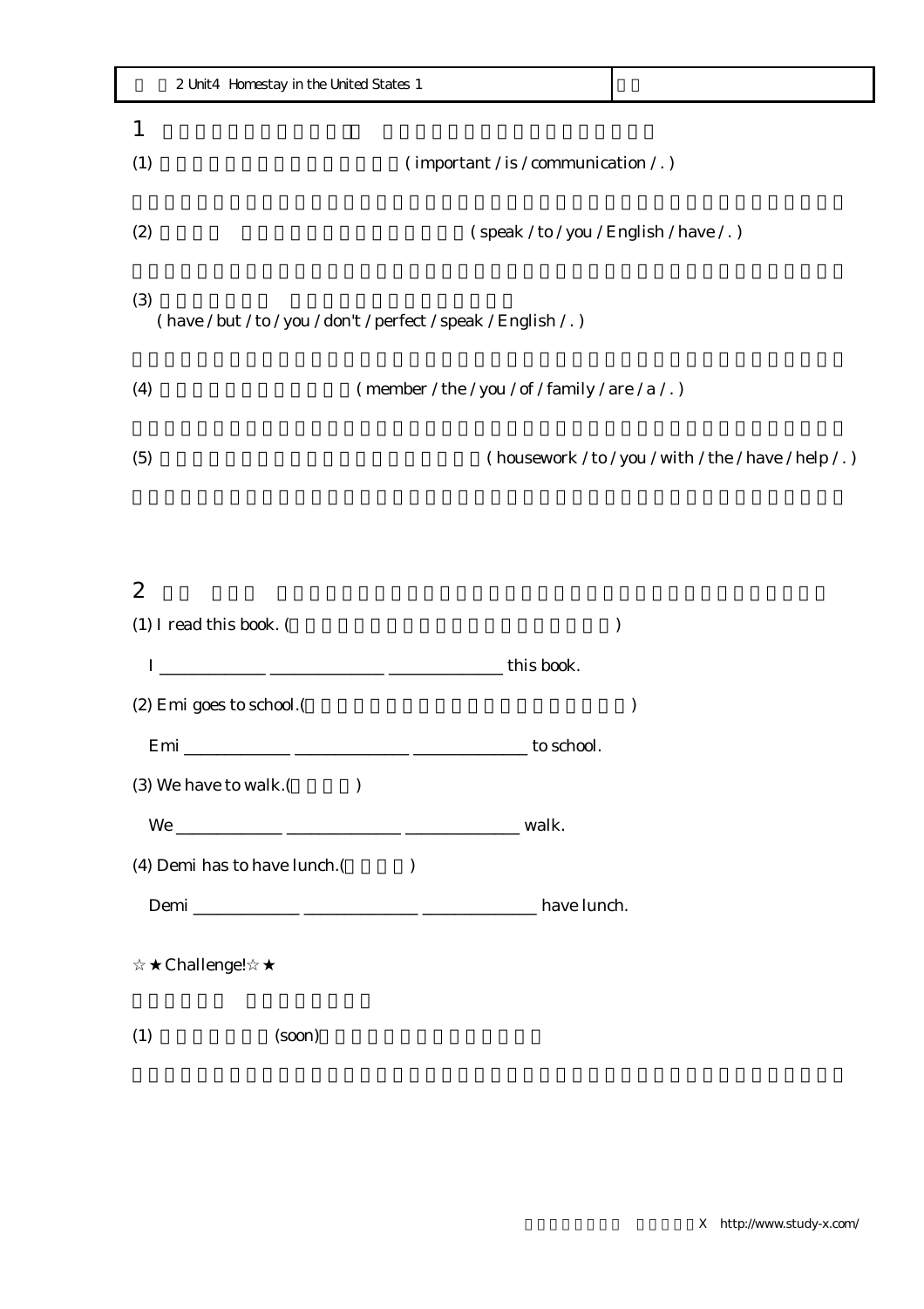| 2 Unit4 Homestay in the United States 1 | |
|---|---|

1

(1) ( important / is / communication / . )

(2) ( speak / to / you / English / have / . )

(3)
( have / but / to / you / don't / perfect / speak / English / . )

(4) ( member / the / you / of / family / are / a / . )

(5) ( housework / to / you / with / the / have / help / . )

2

(1) I read this book. ( )

I _____________ _____________ _____________ this book.

(2) Emi goes to school.( )

Emi _____________ _____________ _____________ to school.

(3) We have to walk.( )

We _____________ _____________ _____________ walk.

(4) Demi has to have lunch.( )

Demi _____________ _____________ _____________ have lunch.

☆★Challenge!☆★

(1) (soon)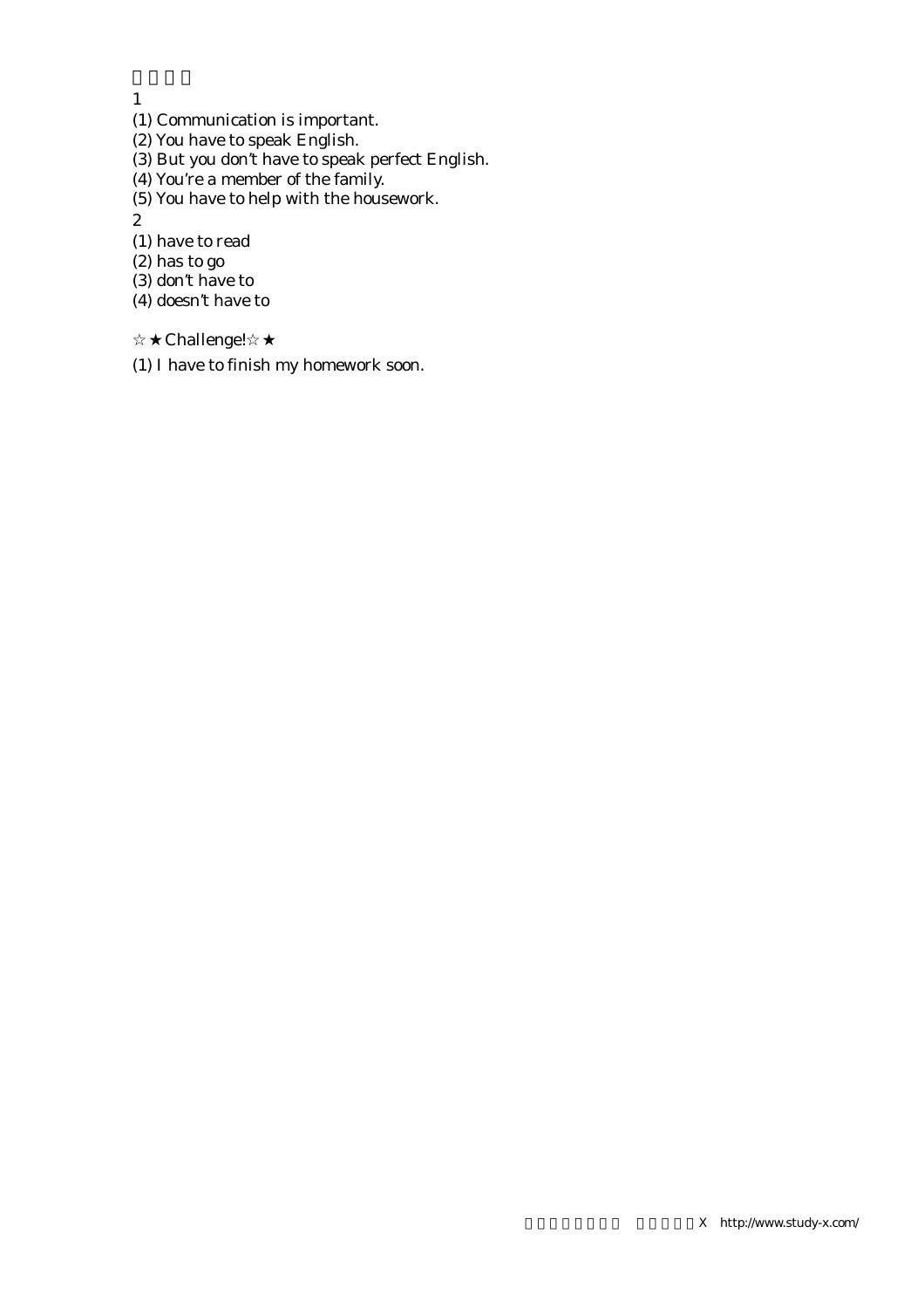1

(1) Communication is important.
(2) You have to speak English.
(3) But you don't have to speak perfect English.
(4) You're a member of the family.
(5) You have to help with the housework.

2

(1) have to read
(2) has to go
(3) don't have to
(4) doesn't have to

☆★Challenge!☆★

(1) I have to finish my homework soon.